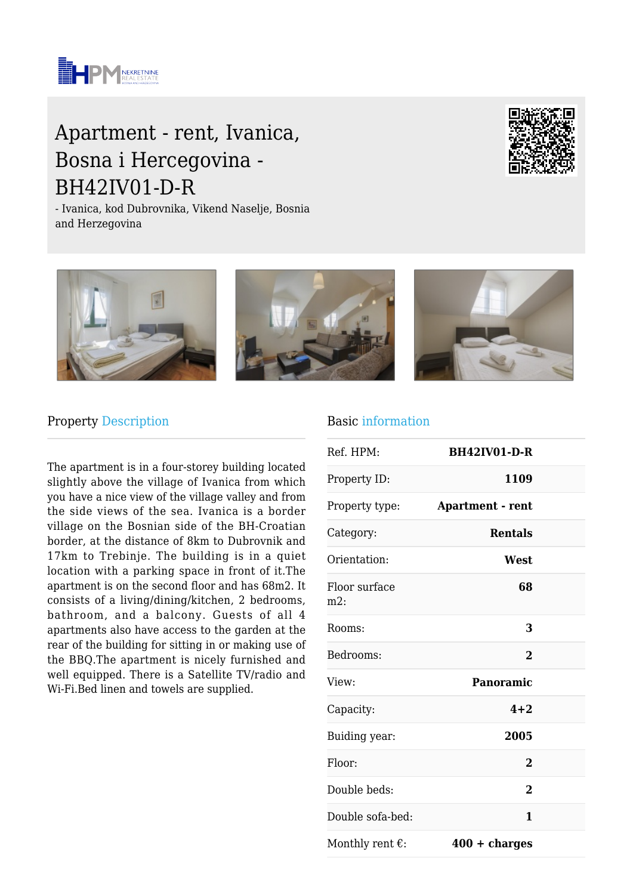# Apartment - rent, Ivanica, Bosna i Hercegovina - BH42IV01-D-R

- Ivanica, kod Dubrovnika, Vikend Naselje, Bosnia and Herzegovina

## Property Description

The apartment is in a four-storey building located slightly above the village of Ivanica from which you have a nice view of the village valley and from the side views of the sea. Ivanica is a border village on the Bosnian side of the BH-Croatian border, at the distance of 8km to Dubrovnik and 17km to Trebinje. The building is in a quiet location with a parking space in front of it.The apartment is on the second floor and has 68m2. It consists of a living/dining/kitchen, 2 bedrooms, bathroom, and a balcony. Guests of all 4 apartments also have access to the garden at the rear of the building for sitting in or making use of the BBQ.The apartment is nicely furnished and well equipped. There is a Satellite TV/radio and Wi-Fi.Bed linen and towels are supplied.

## Basic information

| | |
|---|---|
| Ref. HPM: | **BH42IV01-D-R** |
| Property ID: | **1109** |
| Property type: | **Apartment - rent** |
| Category: | **Rentals** |
| Orientation: | **West** |
| Floor surface m2: | **68** |
| Rooms: | **3** |
| Bedrooms: | **2** |
| View: | **Panoramic** |
| Capacity: | **4+2** |
| Buiding year: | **2005** |
| Floor: | **2** |
| Double beds: | **2** |
| Double sofa-bed: | **1** |
| Monthly rent €: | **400 + charges** |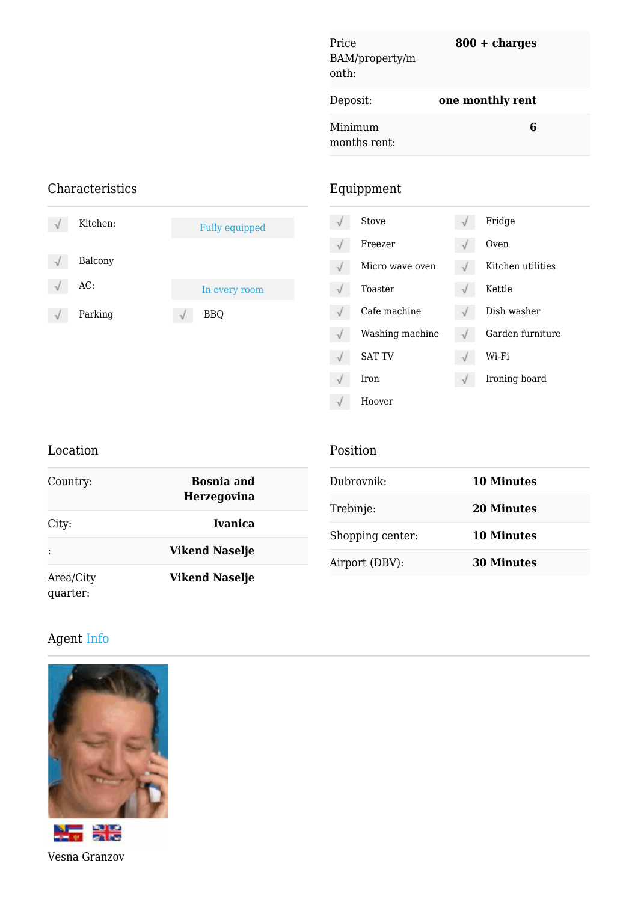| | |
|---|---|
| Price BAM/property/month: | **800 + charges** |
| Deposit: | **one monthly rent** |
| Minimum months rent: | **6** |

## Characteristics

- √ Kitchen: Fully equipped
- √ Balcony
- √ AC: In every room
- √ Parking
- √ BBQ

## Equippment

- √ Stove
- √ Fridge
- √ Freezer
- √ Oven
- √ Micro wave oven
- √ Kitchen utilities
- √ Toaster
- √ Kettle
- √ Cafe machine
- √ Dish washer
- √ Washing machine
- √ Garden furniture
- √ SAT TV
- √ Wi-Fi
- √ Iron
- √ Ironing board
- √ Hoover

## Location

| | |
|---|---|
| Country: | **Bosnia and Herzegovina** |
| City: | **Ivanica** |
| : | **Vikend Naselje** |
| Area/City quarter: | **Vikend Naselje** |

## Position

| | |
|---|---|
| Dubrovnik: | **10 Minutes** |
| Trebinje: | **20 Minutes** |
| Shopping center: | **10 Minutes** |
| Airport (DBV): | **30 Minutes** |

## Agent Info

Vesna Granzov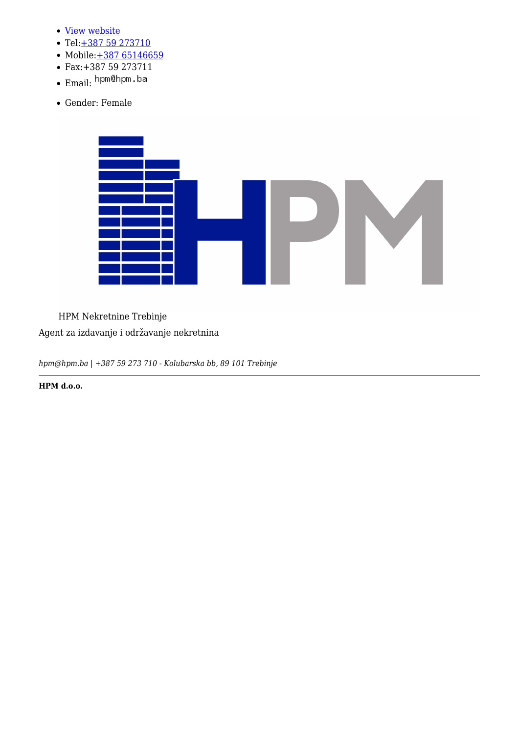- View website
- Tel:+387 59 273710
- Mobile:+387 65146659
- Fax:+387 59 273711
- Email: hpm@hpm.ba
- Gender: Female

HPM Nekretnine Trebinje

Agent za izdavanje i održavanje nekretnina

*hpm@hpm.ba | +387 59 273 710 - Kolubarska bb, 89 101 Trebinje*

---

**HPM d.o.o.**